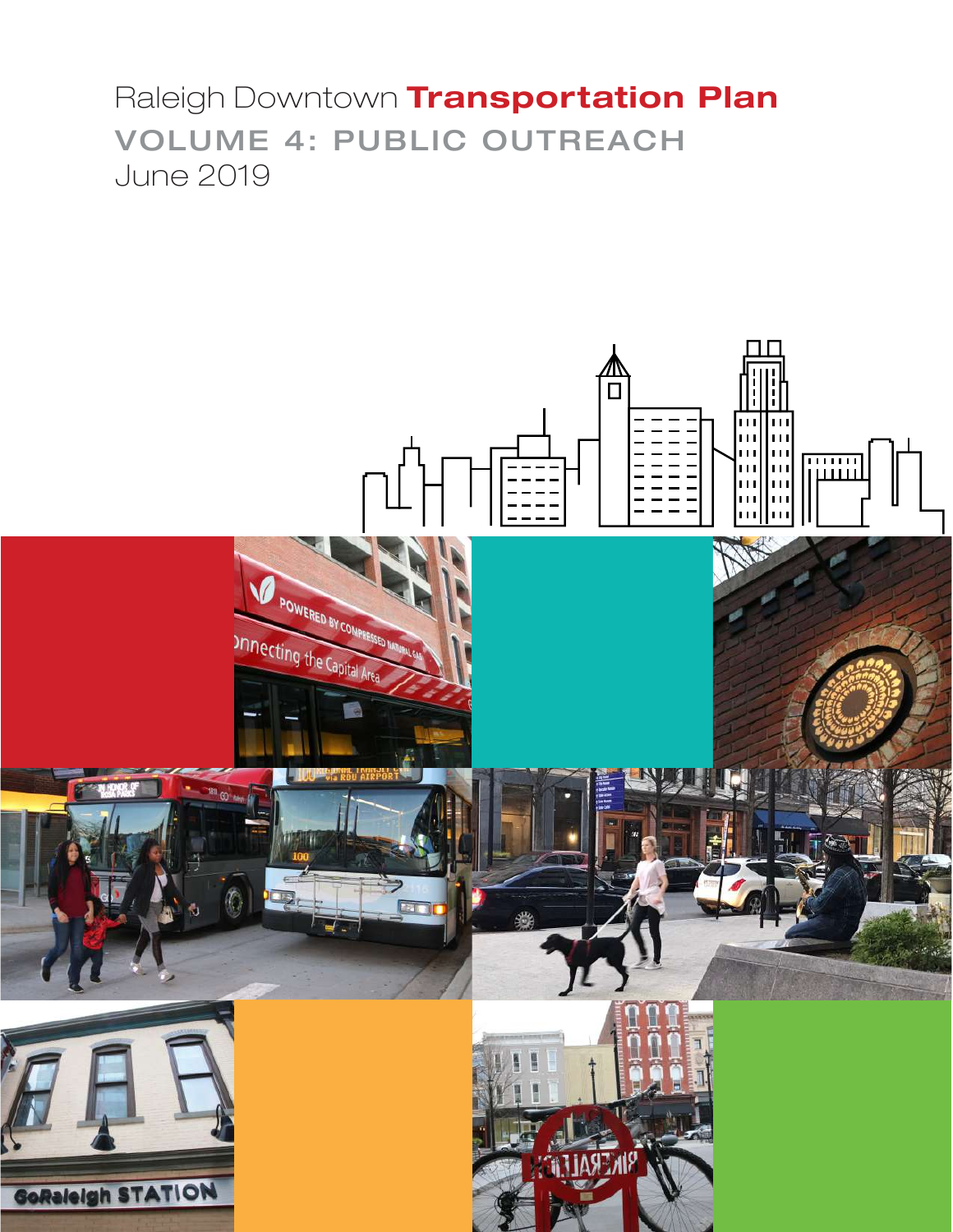# Raleigh Downtown **Transportation Plan**

## VOLUME 4: PUBLIC OUTREACH

June 2019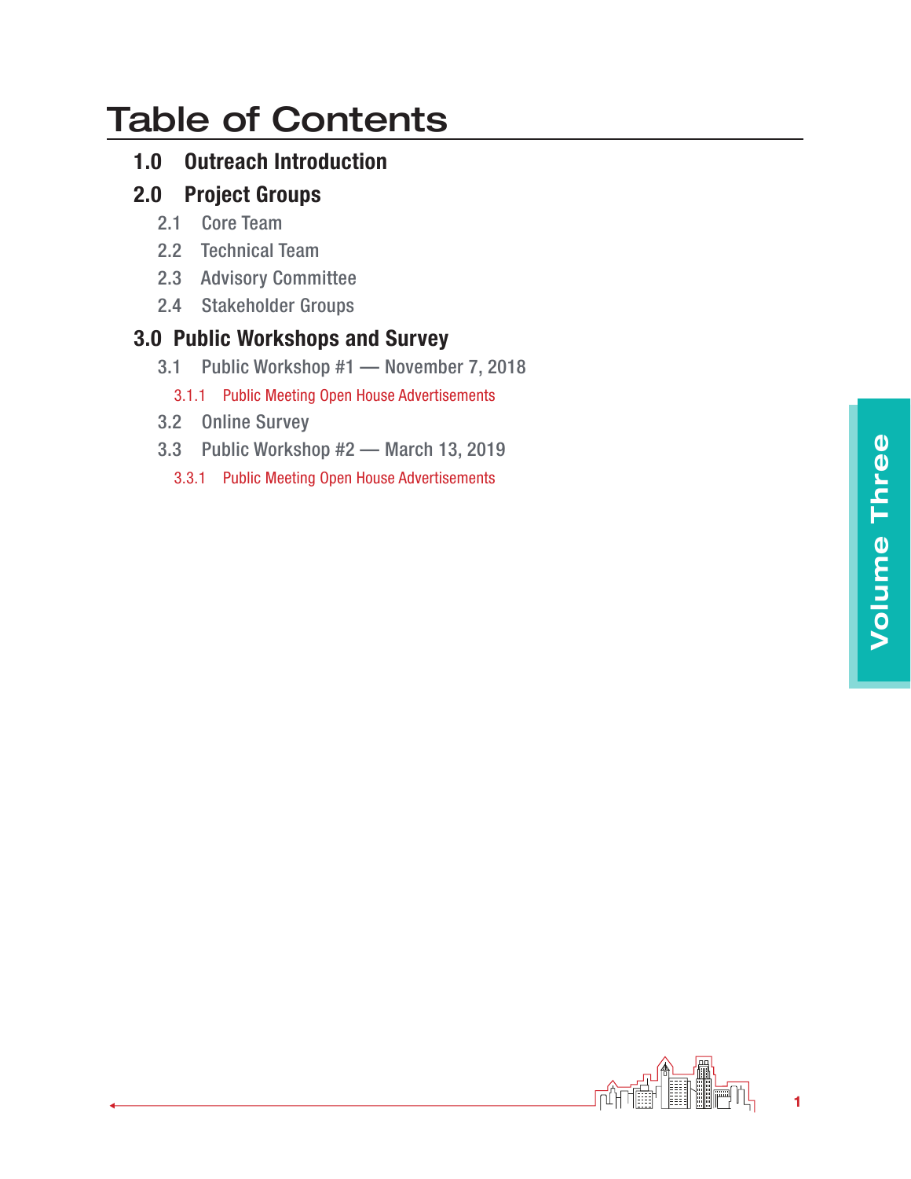# Table of Contents

## 1.0 Outreach Introduction

## 2.0 Project Groups

- 2.1 Core Team
- 2.2 Technical Team
- 2.3 Advisory Committee
- 2.4 Stakeholder Groups

## 3.0 Public Workshops and Survey

- 3.1 Public Workshop #1 — November 7, 2018
  - 3.1.1 Public Meeting Open House Advertisements
- 3.2 Online Survey
- 3.3 Public Workshop #2 — March 13, 2019
  - 3.3.1 Public Meeting Open House Advertisements

Volume Three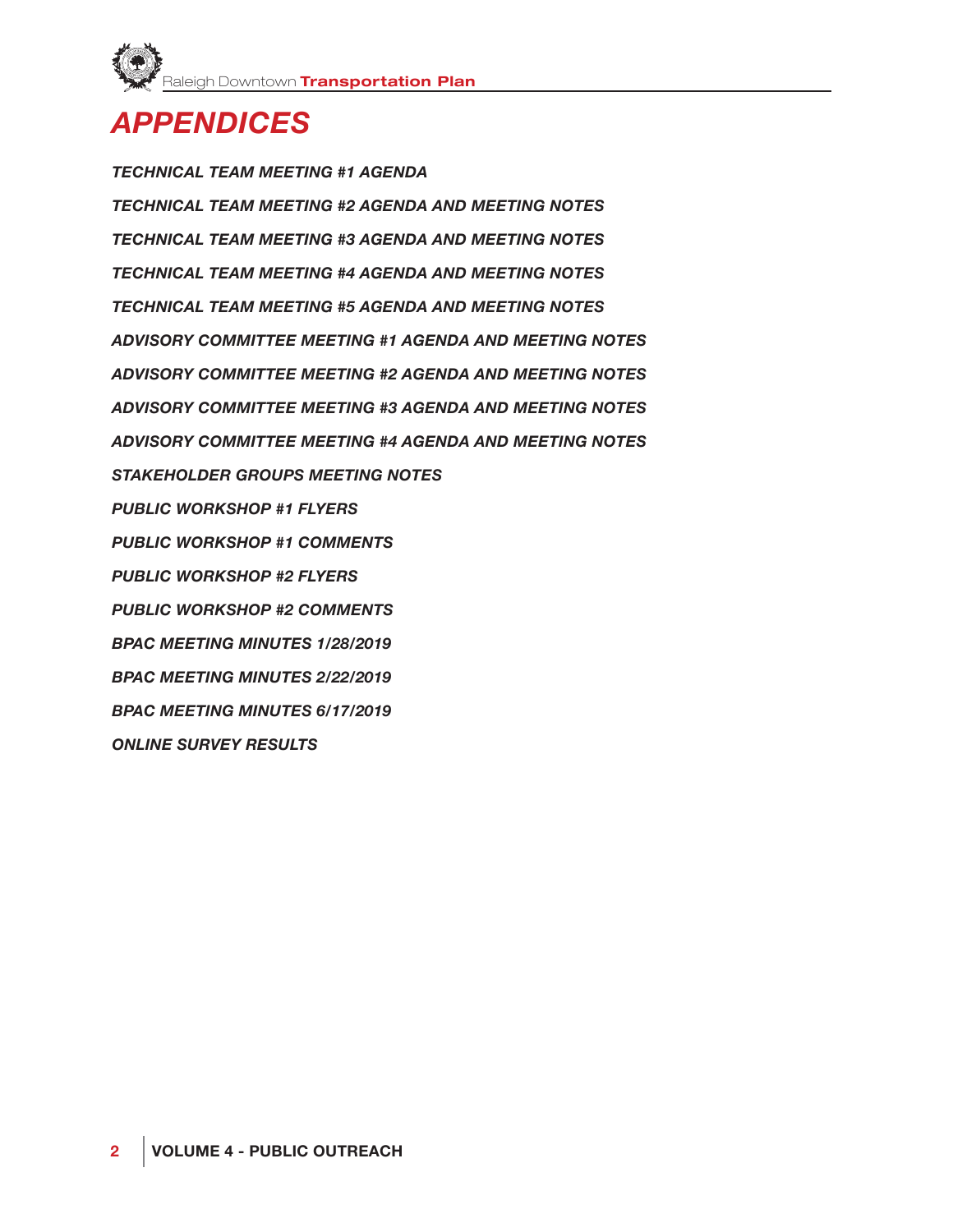# *APPENDICES*

*TECHNICAL TEAM MEETING #1 AGENDA*

*TECHNICAL TEAM MEETING #2 AGENDA AND MEETING NOTES*

*TECHNICAL TEAM MEETING #3 AGENDA AND MEETING NOTES*

*TECHNICAL TEAM MEETING #4 AGENDA AND MEETING NOTES*

*TECHNICAL TEAM MEETING #5 AGENDA AND MEETING NOTES*

*ADVISORY COMMITTEE MEETING #1 AGENDA AND MEETING NOTES*

*ADVISORY COMMITTEE MEETING #2 AGENDA AND MEETING NOTES*

*ADVISORY COMMITTEE MEETING #3 AGENDA AND MEETING NOTES*

*ADVISORY COMMITTEE MEETING #4 AGENDA AND MEETING NOTES*

*STAKEHOLDER GROUPS MEETING NOTES*

*PUBLIC WORKSHOP #1 FLYERS*

*PUBLIC WORKSHOP #1 COMMENTS*

*PUBLIC WORKSHOP #2 FLYERS*

*PUBLIC WORKSHOP #2 COMMENTS*

*BPAC MEETING MINUTES 1/28/2019*

*BPAC MEETING MINUTES 2/22/2019*

*BPAC MEETING MINUTES 6/17/2019*

*ONLINE SURVEY RESULTS*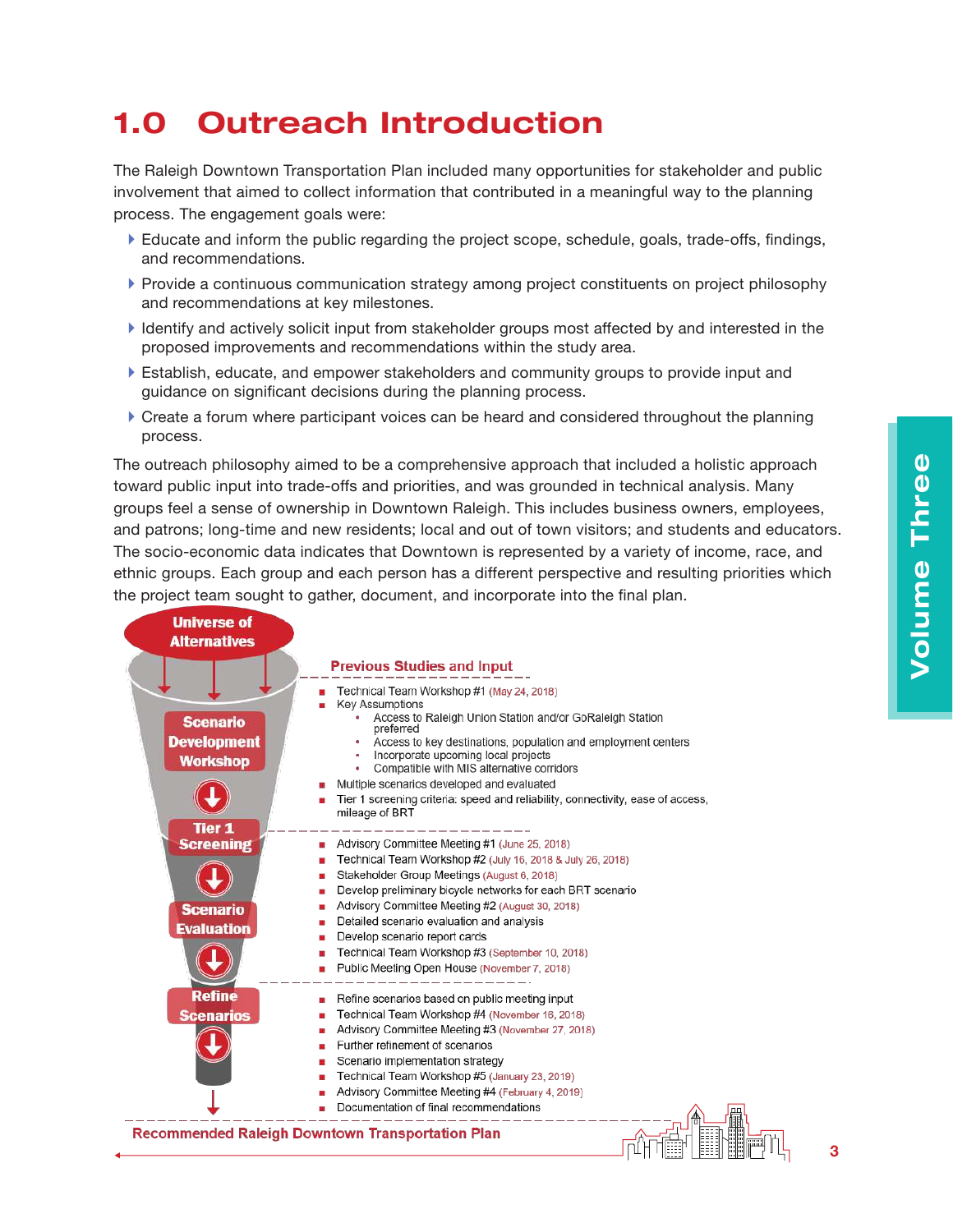# 1.0 Outreach Introduction

The Raleigh Downtown Transportation Plan included many opportunities for stakeholder and public involvement that aimed to collect information that contributed in a meaningful way to the planning process. The engagement goals were:

- Educate and inform the public regarding the project scope, schedule, goals, trade-offs, findings, and recommendations.
- Provide a continuous communication strategy among project constituents on project philosophy and recommendations at key milestones.
- Identify and actively solicit input from stakeholder groups most affected by and interested in the proposed improvements and recommendations within the study area.
- Establish, educate, and empower stakeholders and community groups to provide input and guidance on significant decisions during the planning process.
- Create a forum where participant voices can be heard and considered throughout the planning process.

The outreach philosophy aimed to be a comprehensive approach that included a holistic approach toward public input into trade-offs and priorities, and was grounded in technical analysis. Many groups feel a sense of ownership in Downtown Raleigh. This includes business owners, employees, and patrons; long-time and new residents; local and out of town visitors; and students and educators. The socio-economic data indicates that Downtown is represented by a variety of income, race, and ethnic groups. Each group and each person has a different perspective and resulting priorities which the project team sought to gather, document, and incorporate into the final plan.

**Universe of Alternatives**

**Previous Studies and Input**

**Scenario Development Workshop**

- Technical Team Workshop #1 (May 24, 2018)
- Key Assumptions
  - Access to Raleigh Union Station and/or GoRaleigh Station preferred
  - Access to key destinations, population and employment centers
  - Incorporate upcoming local projects
  - Compatible with MIS alternative corridors
- Multiple scenarios developed and evaluated
- Tier 1 screening criteria: speed and reliability, connectivity, ease of access, mileage of BRT

**Tier 1 Screening**

**Scenario Evaluation**

- Advisory Committee Meeting #1 (June 25, 2018)
- Technical Team Workshop #2 (July 16, 2018 & July 26, 2018)
- Stakeholder Group Meetings (August 6, 2018)
- Develop preliminary bicycle networks for each BRT scenario
- Advisory Committee Meeting #2 (August 30, 2018)
- Detailed scenario evaluation and analysis
- Develop scenario report cards
- Technical Team Workshop #3 (September 10, 2018)
- Public Meeting Open House (November 7, 2018)

**Refine Scenarios**

- Refine scenarios based on public meeting input
- Technical Team Workshop #4 (November 16, 2018)
- Advisory Committee Meeting #3 (November 27, 2018)
- Further refinement of scenarios
- Scenario implementation strategy
- Technical Team Workshop #5 (January 23, 2019)
- Advisory Committee Meeting #4 (February 4, 2019)
- Documentation of final recommendations

**Recommended Raleigh Downtown Transportation Plan**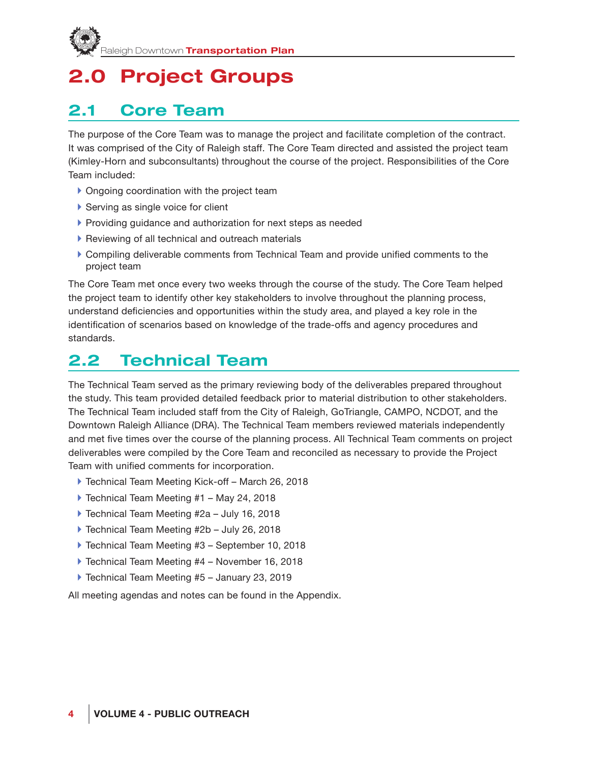# 2.0 Project Groups

## 2.1 Core Team

The purpose of the Core Team was to manage the project and facilitate completion of the contract. It was comprised of the City of Raleigh staff. The Core Team directed and assisted the project team (Kimley-Horn and subconsultants) throughout the course of the project. Responsibilities of the Core Team included:

- Ongoing coordination with the project team
- Serving as single voice for client
- Providing guidance and authorization for next steps as needed
- Reviewing of all technical and outreach materials
- Compiling deliverable comments from Technical Team and provide unified comments to the project team

The Core Team met once every two weeks through the course of the study. The Core Team helped the project team to identify other key stakeholders to involve throughout the planning process, understand deficiencies and opportunities within the study area, and played a key role in the identification of scenarios based on knowledge of the trade-offs and agency procedures and standards.

## 2.2 Technical Team

The Technical Team served as the primary reviewing body of the deliverables prepared throughout the study. This team provided detailed feedback prior to material distribution to other stakeholders. The Technical Team included staff from the City of Raleigh, GoTriangle, CAMPO, NCDOT, and the Downtown Raleigh Alliance (DRA). The Technical Team members reviewed materials independently and met five times over the course of the planning process. All Technical Team comments on project deliverables were compiled by the Core Team and reconciled as necessary to provide the Project Team with unified comments for incorporation.

- Technical Team Meeting Kick-off – March 26, 2018
- Technical Team Meeting #1 – May 24, 2018
- Technical Team Meeting #2a – July 16, 2018
- Technical Team Meeting #2b – July 26, 2018
- Technical Team Meeting #3 – September 10, 2018
- Technical Team Meeting #4 – November 16, 2018
- Technical Team Meeting #5 – January 23, 2019

All meeting agendas and notes can be found in the Appendix.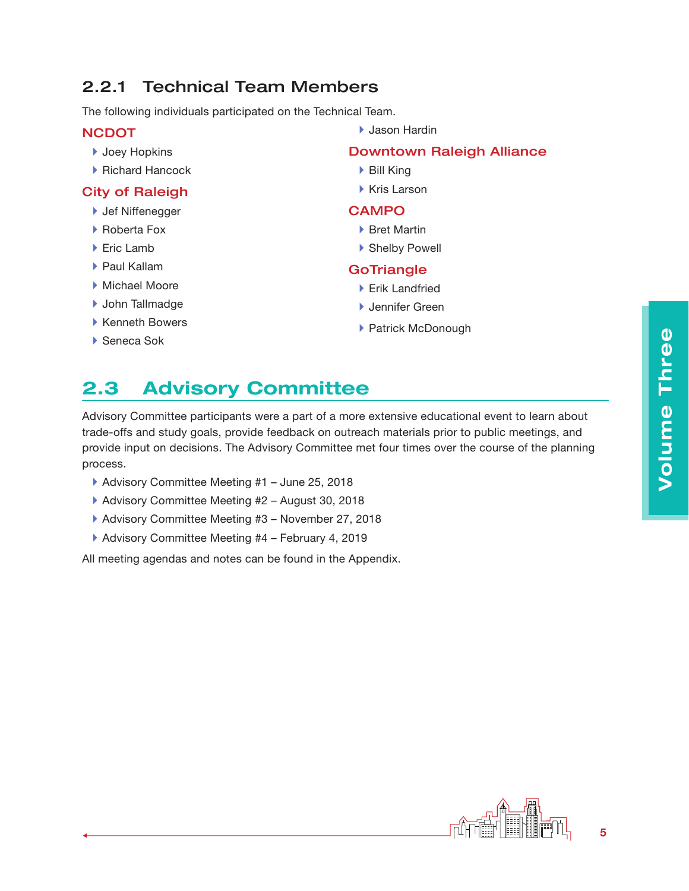### 2.2.1 Technical Team Members

The following individuals participated on the Technical Team.

#### NCDOT

- Joey Hopkins
- Richard Hancock

#### City of Raleigh

- Jef Niffenegger
- Roberta Fox
- Eric Lamb
- Paul Kallam
- Michael Moore
- John Tallmadge
- Kenneth Bowers
- Seneca Sok
- Jason Hardin

#### Downtown Raleigh Alliance

- Bill King
- Kris Larson

#### CAMPO

- Bret Martin
- Shelby Powell

#### GoTriangle

- Erik Landfried
- Jennifer Green
- Patrick McDonough

## 2.3 Advisory Committee

Advisory Committee participants were a part of a more extensive educational event to learn about trade-offs and study goals, provide feedback on outreach materials prior to public meetings, and provide input on decisions. The Advisory Committee met four times over the course of the planning process.

- Advisory Committee Meeting #1 – June 25, 2018
- Advisory Committee Meeting #2 – August 30, 2018
- Advisory Committee Meeting #3 – November 27, 2018
- Advisory Committee Meeting #4 – February 4, 2019

All meeting agendas and notes can be found in the Appendix.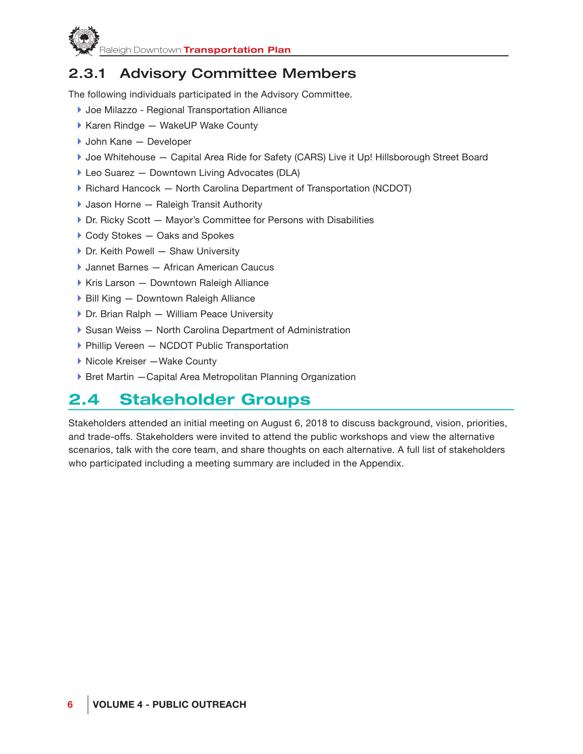### 2.3.1 Advisory Committee Members

The following individuals participated in the Advisory Committee.

- Joe Milazzo - Regional Transportation Alliance
- Karen Rindge — WakeUP Wake County
- John Kane — Developer
- Joe Whitehouse — Capital Area Ride for Safety (CARS) Live it Up! Hillsborough Street Board
- Leo Suarez — Downtown Living Advocates (DLA)
- Richard Hancock — North Carolina Department of Transportation (NCDOT)
- Jason Horne — Raleigh Transit Authority
- Dr. Ricky Scott — Mayor's Committee for Persons with Disabilities
- Cody Stokes — Oaks and Spokes
- Dr. Keith Powell — Shaw University
- Jannet Barnes — African American Caucus
- Kris Larson — Downtown Raleigh Alliance
- Bill King — Downtown Raleigh Alliance
- Dr. Brian Ralph — William Peace University
- Susan Weiss — North Carolina Department of Administration
- Phillip Vereen — NCDOT Public Transportation
- Nicole Kreiser —Wake County
- Bret Martin —Capital Area Metropolitan Planning Organization

## 2.4 Stakeholder Groups

Stakeholders attended an initial meeting on August 6, 2018 to discuss background, vision, priorities, and trade-offs. Stakeholders were invited to attend the public workshops and view the alternative scenarios, talk with the core team, and share thoughts on each alternative. A full list of stakeholders who participated including a meeting summary are included in the Appendix.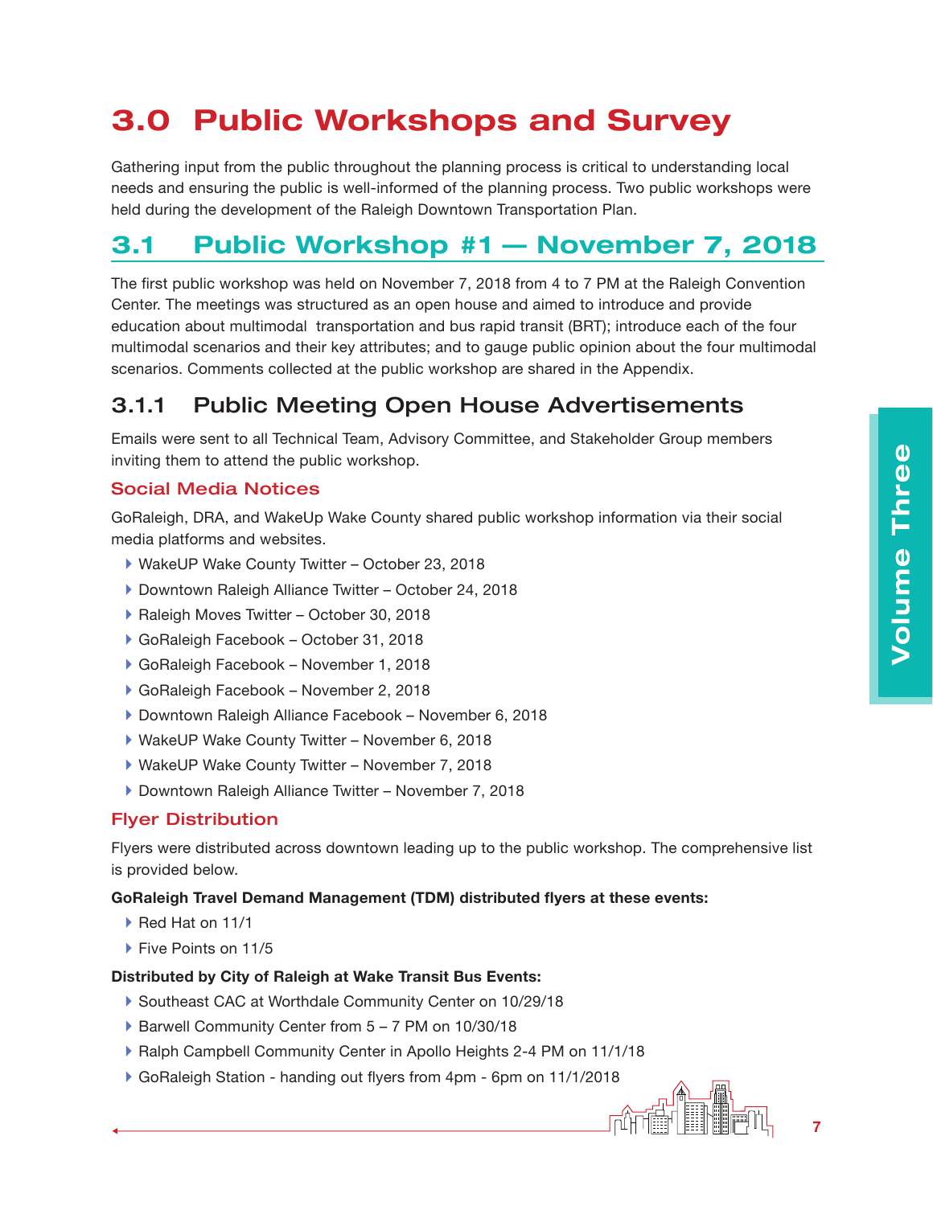# 3.0 Public Workshops and Survey

Gathering input from the public throughout the planning process is critical to understanding local needs and ensuring the public is well-informed of the planning process. Two public workshops were held during the development of the Raleigh Downtown Transportation Plan.

## 3.1 Public Workshop #1 — November 7, 2018

The first public workshop was held on November 7, 2018 from 4 to 7 PM at the Raleigh Convention Center. The meetings was structured as an open house and aimed to introduce and provide education about multimodal transportation and bus rapid transit (BRT); introduce each of the four multimodal scenarios and their key attributes; and to gauge public opinion about the four multimodal scenarios. Comments collected at the public workshop are shared in the Appendix.

### 3.1.1 Public Meeting Open House Advertisements

Emails were sent to all Technical Team, Advisory Committee, and Stakeholder Group members inviting them to attend the public workshop.

#### Social Media Notices

GoRaleigh, DRA, and WakeUp Wake County shared public workshop information via their social media platforms and websites.

- WakeUP Wake County Twitter – October 23, 2018
- Downtown Raleigh Alliance Twitter – October 24, 2018
- Raleigh Moves Twitter – October 30, 2018
- GoRaleigh Facebook – October 31, 2018
- GoRaleigh Facebook – November 1, 2018
- GoRaleigh Facebook – November 2, 2018
- Downtown Raleigh Alliance Facebook – November 6, 2018
- WakeUP Wake County Twitter – November 6, 2018
- WakeUP Wake County Twitter – November 7, 2018
- Downtown Raleigh Alliance Twitter – November 7, 2018

#### Flyer Distribution

Flyers were distributed across downtown leading up to the public workshop. The comprehensive list is provided below.

**GoRaleigh Travel Demand Management (TDM) distributed flyers at these events:**

- Red Hat on 11/1
- Five Points on 11/5

**Distributed by City of Raleigh at Wake Transit Bus Events:**

- Southeast CAC at Worthdale Community Center on 10/29/18
- Barwell Community Center from 5 – 7 PM on 10/30/18
- Ralph Campbell Community Center in Apollo Heights 2-4 PM on 11/1/18
- GoRaleigh Station - handing out flyers from 4pm - 6pm on 11/1/2018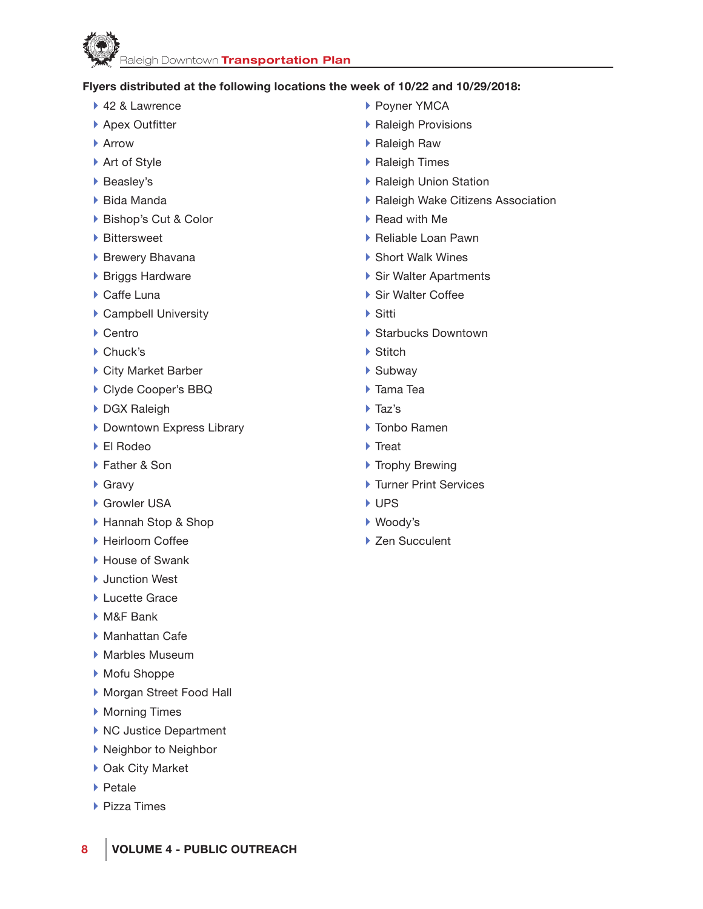**Flyers distributed at the following locations the week of 10/22 and 10/29/2018:**

- 42 & Lawrence
- Apex Outfitter
- Arrow
- Art of Style
- Beasley's
- Bida Manda
- Bishop's Cut & Color
- Bittersweet
- Brewery Bhavana
- Briggs Hardware
- Caffe Luna
- Campbell University
- Centro
- Chuck's
- City Market Barber
- Clyde Cooper's BBQ
- DGX Raleigh
- Downtown Express Library
- El Rodeo
- Father & Son
- Gravy
- Growler USA
- Hannah Stop & Shop
- Heirloom Coffee
- House of Swank
- Junction West
- Lucette Grace
- M&F Bank
- Manhattan Cafe
- Marbles Museum
- Mofu Shoppe
- Morgan Street Food Hall
- Morning Times
- NC Justice Department
- Neighbor to Neighbor
- Oak City Market
- Petale
- Pizza Times
- Poyner YMCA
- Raleigh Provisions
- Raleigh Raw
- Raleigh Times
- Raleigh Union Station
- Raleigh Wake Citizens Association
- Read with Me
- Reliable Loan Pawn
- Short Walk Wines
- Sir Walter Apartments
- Sir Walter Coffee
- Sitti
- Starbucks Downtown
- Stitch
- Subway
- Tama Tea
- Taz's
- Tonbo Ramen
- Treat
- Trophy Brewing
- Turner Print Services
- UPS
- Woody's
- Zen Succulent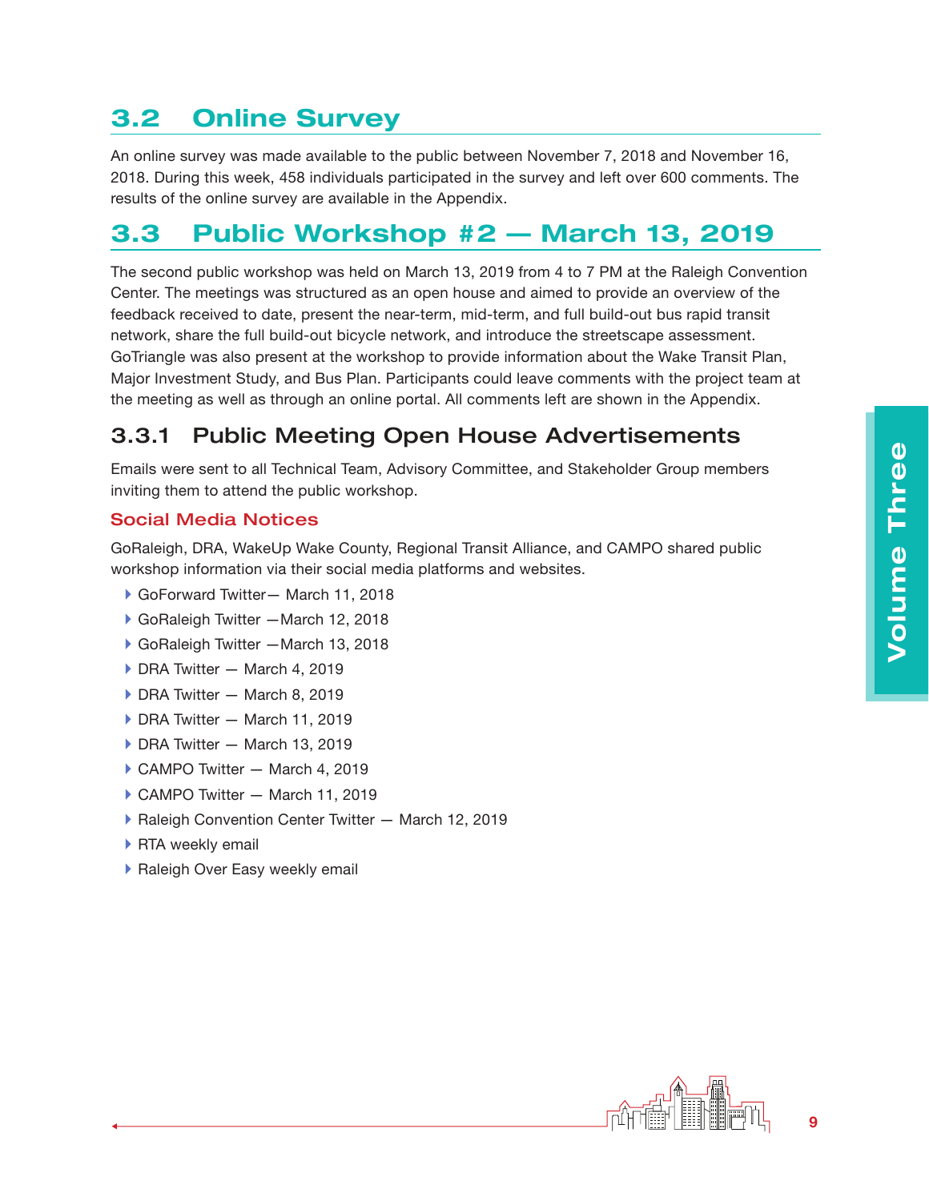## 3.2 Online Survey

An online survey was made available to the public between November 7, 2018 and November 16, 2018. During this week, 458 individuals participated in the survey and left over 600 comments. The results of the online survey are available in the Appendix.

## 3.3 Public Workshop #2 — March 13, 2019

The second public workshop was held on March 13, 2019 from 4 to 7 PM at the Raleigh Convention Center. The meetings was structured as an open house and aimed to provide an overview of the feedback received to date, present the near-term, mid-term, and full build-out bus rapid transit network, share the full build-out bicycle network, and introduce the streetscape assessment. GoTriangle was also present at the workshop to provide information about the Wake Transit Plan, Major Investment Study, and Bus Plan. Participants could leave comments with the project team at the meeting as well as through an online portal. All comments left are shown in the Appendix.

### 3.3.1 Public Meeting Open House Advertisements

Emails were sent to all Technical Team, Advisory Committee, and Stakeholder Group members inviting them to attend the public workshop.

#### Social Media Notices

GoRaleigh, DRA, WakeUp Wake County, Regional Transit Alliance, and CAMPO shared public workshop information via their social media platforms and websites.

- GoForward Twitter— March 11, 2018
- GoRaleigh Twitter —March 12, 2018
- GoRaleigh Twitter —March 13, 2018
- DRA Twitter — March 4, 2019
- DRA Twitter — March 8, 2019
- DRA Twitter — March 11, 2019
- DRA Twitter — March 13, 2019
- CAMPO Twitter — March 4, 2019
- CAMPO Twitter — March 11, 2019
- Raleigh Convention Center Twitter — March 12, 2019
- RTA weekly email
- Raleigh Over Easy weekly email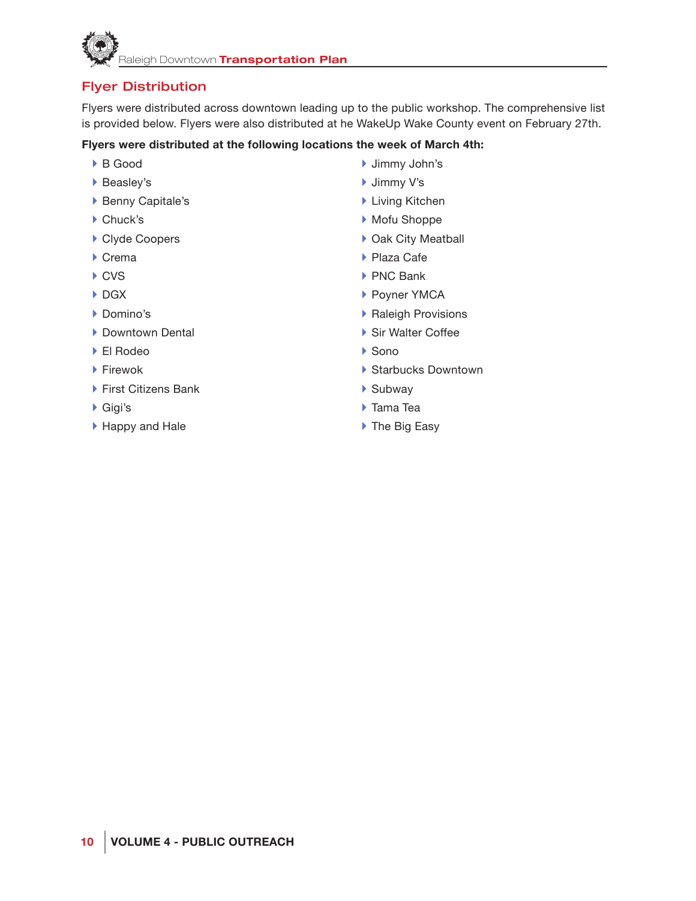## Flyer Distribution

Flyers were distributed across downtown leading up to the public workshop. The comprehensive list is provided below. Flyers were also distributed at he WakeUp Wake County event on February 27th.

**Flyers were distributed at the following locations the week of March 4th:**

- B Good
- Beasley's
- Benny Capitale's
- Chuck's
- Clyde Coopers
- Crema
- CVS
- DGX
- Domino's
- Downtown Dental
- El Rodeo
- Firewok
- First Citizens Bank
- Gigi's
- Happy and Hale
- Jimmy John's
- Jimmy V's
- Living Kitchen
- Mofu Shoppe
- Oak City Meatball
- Plaza Cafe
- PNC Bank
- Poyner YMCA
- Raleigh Provisions
- Sir Walter Coffee
- Sono
- Starbucks Downtown
- Subway
- Tama Tea
- The Big Easy